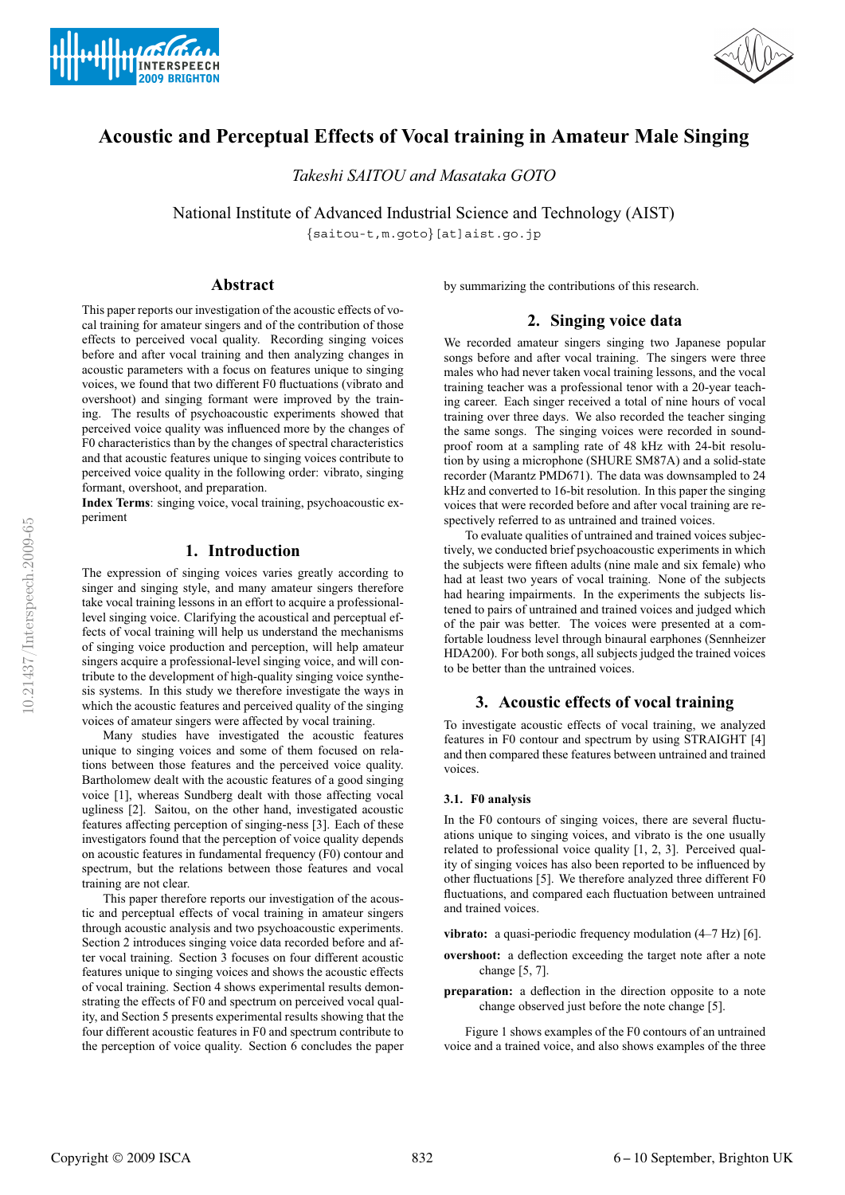# Acoustic and Perceptual Effects of Vocal training in Amateur Male Singing

*Takeshi SAITOU and Masataka GOTO*

National Institute of Advanced Industrial Science and Technology (AIST)
{saitou-t,m.goto}[at]aist.go.jp

## Abstract

This paper reports our investigation of the acoustic effects of vocal training for amateur singers and of the contribution of those effects to perceived vocal quality. Recording singing voices before and after vocal training and then analyzing changes in acoustic parameters with a focus on features unique to singing voices, we found that two different F0 fluctuations (vibrato and overshoot) and singing formant were improved by the training. The results of psychoacoustic experiments showed that perceived voice quality was influenced more by the changes of F0 characteristics than by the changes of spectral characteristics and that acoustic features unique to singing voices contribute to perceived voice quality in the following order: vibrato, singing formant, overshoot, and preparation.

**Index Terms**: singing voice, vocal training, psychoacoustic experiment

## 1. Introduction

The expression of singing voices varies greatly according to singer and singing style, and many amateur singers therefore take vocal training lessons in an effort to acquire a professional-level singing voice. Clarifying the acoustical and perceptual effects of vocal training will help us understand the mechanisms of singing voice production and perception, will help amateur singers acquire a professional-level singing voice, and will contribute to the development of high-quality singing voice synthesis systems. In this study we therefore investigate the ways in which the acoustic features and perceived quality of the singing voices of amateur singers were affected by vocal training.

Many studies have investigated the acoustic features unique to singing voices and some of them focused on relations between those features and the perceived voice quality. Bartholomew dealt with the acoustic features of a good singing voice [1], whereas Sundberg dealt with those affecting vocal ugliness [2]. Saitou, on the other hand, investigated acoustic features affecting perception of singing-ness [3]. Each of these investigators found that the perception of voice quality depends on acoustic features in fundamental frequency (F0) contour and spectrum, but the relations between those features and vocal training are not clear.

This paper therefore reports our investigation of the acoustic and perceptual effects of vocal training in amateur singers through acoustic analysis and two psychoacoustic experiments. Section 2 introduces singing voice data recorded before and after vocal training. Section 3 focuses on four different acoustic features unique to singing voices and shows the acoustic effects of vocal training. Section 4 shows experimental results demonstrating the effects of F0 and spectrum on perceived vocal quality, and Section 5 presents experimental results showing that the four different acoustic features in F0 and spectrum contribute to the perception of voice quality. Section 6 concludes the paper by summarizing the contributions of this research.

## 2. Singing voice data

We recorded amateur singers singing two Japanese popular songs before and after vocal training. The singers were three males who had never taken vocal training lessons, and the vocal training teacher was a professional tenor with a 20-year teaching career. Each singer received a total of nine hours of vocal training over three days. We also recorded the teacher singing the same songs. The singing voices were recorded in soundproof room at a sampling rate of 48 kHz with 24-bit resolution by using a microphone (SHURE SM87A) and a solid-state recorder (Marantz PMD671). The data was downsampled to 24 kHz and converted to 16-bit resolution. In this paper the singing voices that were recorded before and after vocal training are respectively referred to as untrained and trained voices.

To evaluate qualities of untrained and trained voices subjectively, we conducted brief psychoacoustic experiments in which the subjects were fifteen adults (nine male and six female) who had at least two years of vocal training. None of the subjects had hearing impairments. In the experiments the subjects listened to pairs of untrained and trained voices and judged which of the pair was better. The voices were presented at a comfortable loudness level through binaural earphones (Sennheizer HDA200). For both songs, all subjects judged the trained voices to be better than the untrained voices.

## 3. Acoustic effects of vocal training

To investigate acoustic effects of vocal training, we analyzed features in F0 contour and spectrum by using STRAIGHT [4] and then compared these features between untrained and trained voices.

### 3.1. F0 analysis

In the F0 contours of singing voices, there are several fluctuations unique to singing voices, and vibrato is the one usually related to professional voice quality [1, 2, 3]. Perceived quality of singing voices has also been reported to be influenced by other fluctuations [5]. We therefore analyzed three different F0 fluctuations, and compared each fluctuation between untrained and trained voices.

**vibrato:** a quasi-periodic frequency modulation (4–7 Hz) [6].

**overshoot:** a deflection exceeding the target note after a note change [5, 7].

**preparation:** a deflection in the direction opposite to a note change observed just before the note change [5].

Figure 1 shows examples of the F0 contours of an untrained voice and a trained voice, and also shows examples of the three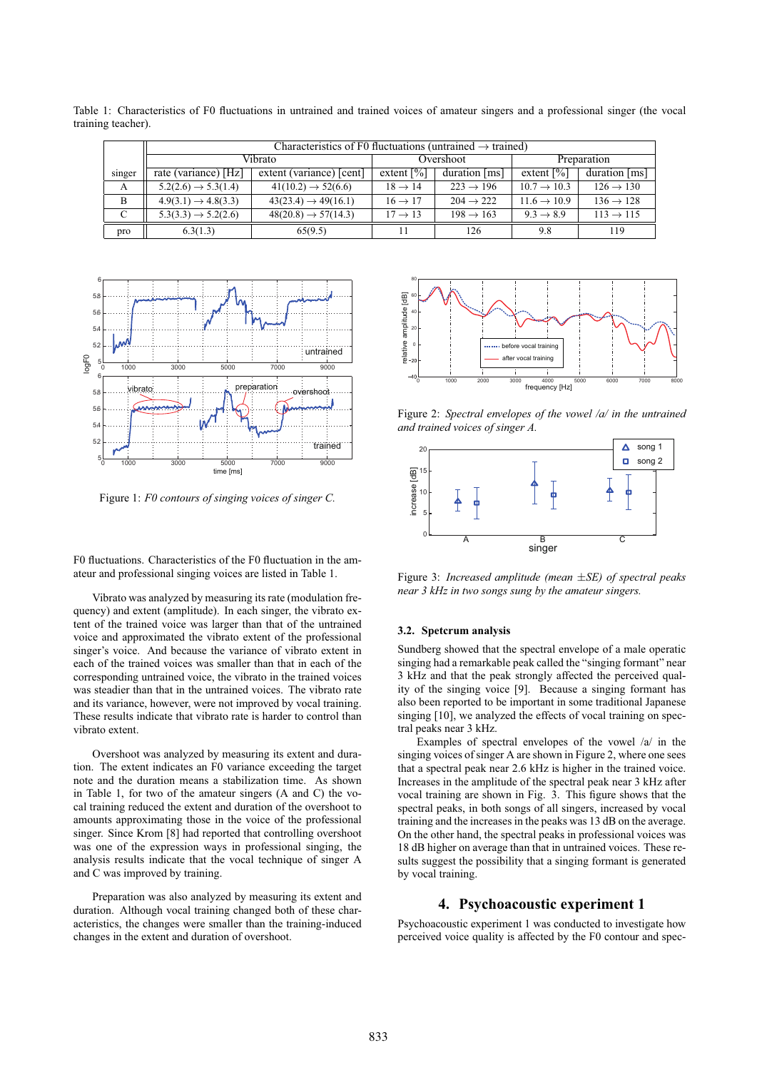Table 1: Characteristics of F0 fluctuations in untrained and trained voices of amateur singers and a professional singer (the vocal training teacher).

| singer | Characteristics of F0 fluctuations (untrained → trained) | | | | | |
|---|---|---|---|---|---|---|
| | Vibrato | | Overshoot | | Preparation | |
| | rate (variance) [Hz] | extent (variance) [cent] | extent [%] | duration [ms] | extent [%] | duration [ms] |
| A | 5.2(2.6) → 5.3(1.4) | 41(10.2) → 52(6.6) | 18 → 14 | 223 → 196 | 10.7 → 10.3 | 126 → 130 |
| B | 4.9(3.1) → 4.8(3.3) | 43(23.4) → 49(16.1) | 16 → 17 | 204 → 222 | 11.6 → 10.9 | 136 → 128 |
| C | 5.3(3.3) → 5.2(2.6) | 48(20.8) → 57(14.3) | 17 → 13 | 198 → 163 | 9.3 → 8.9 | 113 → 115 |
| pro | 6.3(1.3) | 65(9.5) | 11 | 126 | 9.8 | 119 |

Figure 1: *F0 contours of singing voices of singer C.*

Figure 2: *Spectral envelopes of the vowel /a/ in the untrained and trained voices of singer A.*

Figure 3: *Increased amplitude (mean ±SE) of spectral peaks near 3 kHz in two songs sung by the amateur singers.*

F0 fluctuations. Characteristics of the F0 fluctuation in the amateur and professional singing voices are listed in Table 1.

Vibrato was analyzed by measuring its rate (modulation frequency) and extent (amplitude). In each singer, the vibrato extent of the trained voice was larger than that of the untrained voice and approximated the vibrato extent of the professional singer's voice. And because the variance of vibrato extent in each of the trained voices was smaller than that in each of the corresponding untrained voice, the vibrato in the trained voices was steadier than that in the untrained voices. The vibrato rate and its variance, however, were not improved by vocal training. These results indicate that vibrato rate is harder to control than vibrato extent.

Overshoot was analyzed by measuring its extent and duration. The extent indicates an F0 variance exceeding the target note and the duration means a stabilization time. As shown in Table 1, for two of the amateur singers (A and C) the vocal training reduced the extent and duration of the overshoot to amounts approximating those in the voice of the professional singer. Since Krom [8] had reported that controlling overshoot was one of the expression ways in professional singing, the analysis results indicate that the vocal technique of singer A and C was improved by training.

Preparation was also analyzed by measuring its extent and duration. Although vocal training changed both of these characteristics, the changes were smaller than the training-induced changes in the extent and duration of overshoot.

### 3.2. Spetcrum analysis

Sundberg showed that the spectral envelope of a male operatic singing had a remarkable peak called the "singing formant" near 3 kHz and that the peak strongly affected the perceived quality of the singing voice [9]. Because a singing formant has also been reported to be important in some traditional Japanese singing [10], we analyzed the effects of vocal training on spectral peaks near 3 kHz.

Examples of spectral envelopes of the vowel /a/ in the singing voices of singer A are shown in Figure 2, where one sees that a spectral peak near 2.6 kHz is higher in the trained voice. Increases in the amplitude of the spectral peak near 3 kHz after vocal training are shown in Fig. 3. This figure shows that the spectral peaks, in both songs of all singers, increased by vocal training and the increases in the peaks was 13 dB on the average. On the other hand, the spectral peaks in professional voices was 18 dB higher on average than that in untrained voices. These results suggest the possibility that a singing formant is generated by vocal training.

## 4. Psychoacoustic experiment 1

Psychoacoustic experiment 1 was conducted to investigate how perceived voice quality is affected by the F0 contour and spec-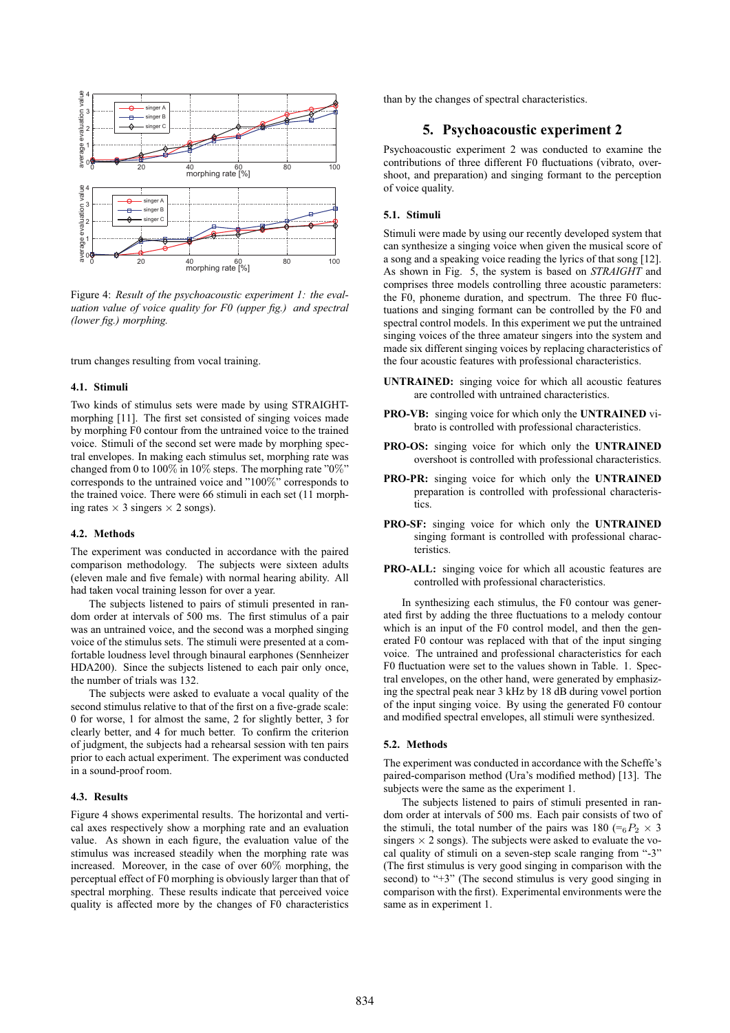Figure 4: *Result of the psychoacoustic experiment 1: the evaluation value of voice quality for F0 (upper fig.) and spectral (lower fig.) morphing.*

trum changes resulting from vocal training.

### 4.1. Stimuli

Two kinds of stimulus sets were made by using STRAIGHT-morphing [11]. The first set consisted of singing voices made by morphing F0 contour from the untrained voice to the trained voice. Stimuli of the second set were made by morphing spectral envelopes. In making each stimulus set, morphing rate was changed from 0 to 100% in 10% steps. The morphing rate "0%" corresponds to the untrained voice and "100%" corresponds to the trained voice. There were 66 stimuli in each set (11 morphing rates × 3 singers × 2 songs).

### 4.2. Methods

The experiment was conducted in accordance with the paired comparison methodology. The subjects were sixteen adults (eleven male and five female) with normal hearing ability. All had taken vocal training lesson for over a year.

The subjects listened to pairs of stimuli presented in random order at intervals of 500 ms. The first stimulus of a pair was an untrained voice, and the second was a morphed singing voice of the stimulus sets. The stimuli were presented at a comfortable loudness level through binaural earphones (Sennheizer HDA200). Since the subjects listened to each pair only once, the number of trials was 132.

The subjects were asked to evaluate a vocal quality of the second stimulus relative to that of the first on a five-grade scale: 0 for worse, 1 for almost the same, 2 for slightly better, 3 for clearly better, and 4 for much better. To confirm the criterion of judgment, the subjects had a rehearsal session with ten pairs prior to each actual experiment. The experiment was conducted in a sound-proof room.

### 4.3. Results

Figure 4 shows experimental results. The horizontal and vertical axes respectively show a morphing rate and an evaluation value. As shown in each figure, the evaluation value of the stimulus was increased steadily when the morphing rate was increased. Moreover, in the case of over 60% morphing, the perceptual effect of F0 morphing is obviously larger than that of spectral morphing. These results indicate that perceived voice quality is affected more by the changes of F0 characteristics than by the changes of spectral characteristics.

## 5. Psychoacoustic experiment 2

Psychoacoustic experiment 2 was conducted to examine the contributions of three different F0 fluctuations (vibrato, overshoot, and preparation) and singing formant to the perception of voice quality.

### 5.1. Stimuli

Stimuli were made by using our recently developed system that can synthesize a singing voice when given the musical score of a song and a speaking voice reading the lyrics of that song [12]. As shown in Fig. 5, the system is based on *STRAIGHT* and comprises three models controlling three acoustic parameters: the F0, phoneme duration, and spectrum. The three F0 fluctuations and singing formant can be controlled by the F0 and spectral control models. In this experiment we put the untrained singing voices of the three amateur singers into the system and made six different singing voices by replacing characteristics of the four acoustic features with professional characteristics.

- **UNTRAINED:** singing voice for which all acoustic features are controlled with untrained characteristics.
- **PRO-VB:** singing voice for which only the **UNTRAINED** vibrato is controlled with professional characteristics.
- **PRO-OS:** singing voice for which only the **UNTRAINED** overshoot is controlled with professional characteristics.
- **PRO-PR:** singing voice for which only the **UNTRAINED** preparation is controlled with professional characteristics.
- **PRO-SF:** singing voice for which only the **UNTRAINED** singing formant is controlled with professional characteristics.
- **PRO-ALL:** singing voice for which all acoustic features are controlled with professional characteristics.

In synthesizing each stimulus, the F0 contour was generated first by adding the three fluctuations to a melody contour which is an input of the F0 control model, and then the generated F0 contour was replaced with that of the input singing voice. The untrained and professional characteristics for each F0 fluctuation were set to the values shown in Table. 1. Spectral envelopes, on the other hand, were generated by emphasizing the spectral peak near 3 kHz by 18 dB during vowel portion of the input singing voice. By using the generated F0 contour and modified spectral envelopes, all stimuli were synthesized.

### 5.2. Methods

The experiment was conducted in accordance with the Scheffe's paired-comparison method (Ura's modified method) [13]. The subjects were the same as the experiment 1.

The subjects listened to pairs of stimuli presented in random order at intervals of 500 ms. Each pair consists of two of the stimuli, the total number of the pairs was 180 ($={}_6P_2 \times 3$ singers × 2 songs). The subjects were asked to evaluate the vocal quality of stimuli on a seven-step scale ranging from "-3" (The first stimulus is very good singing in comparison with the second) to "+3" (The second stimulus is very good singing in comparison with the first). Experimental environments were the same as in experiment 1.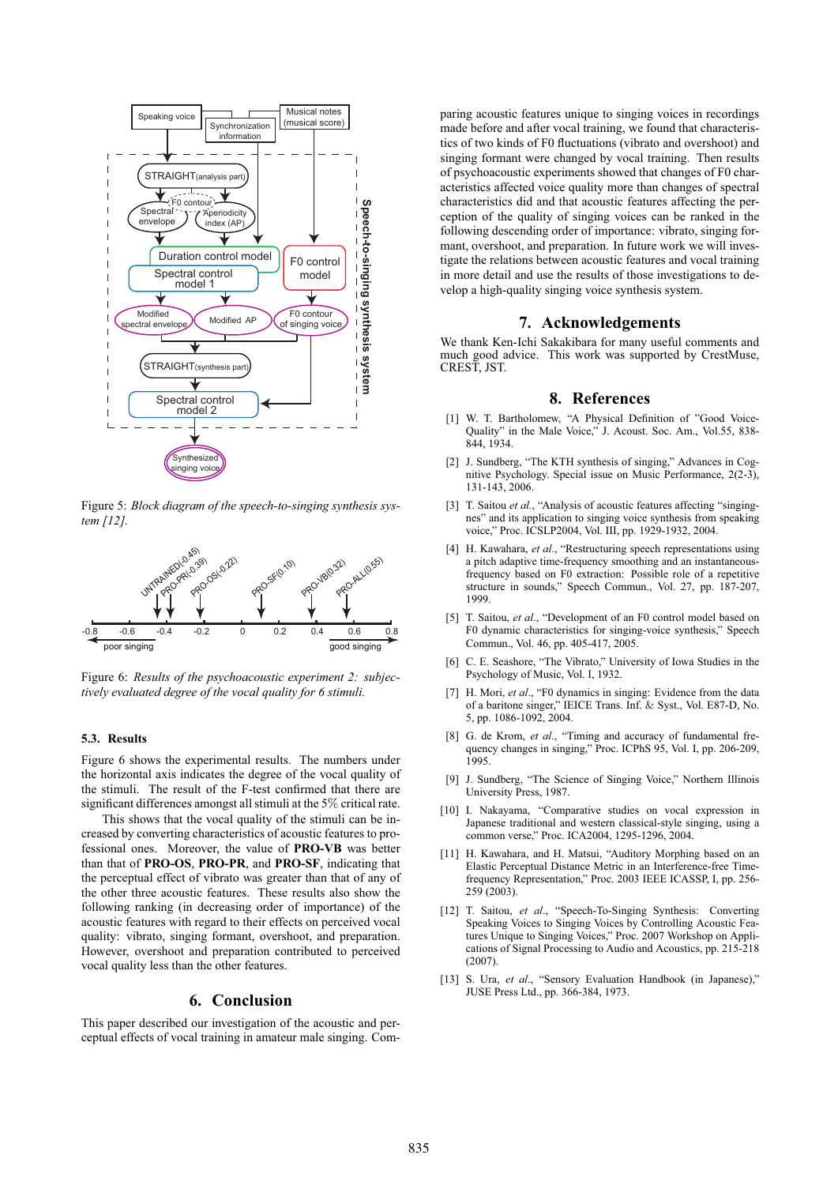Speaking voice

Synchronization information

Musical notes (musical score)

STRAIGHT(analysis part)

F0 contour

Spectral envelope

Aperiodicity index (AP)

Duration control model

Spectral control model 1

F0 control model

Modified spectral envelope

Modified AP

F0 contour of singing voice

STRAIGHT(synthesis part)

Spectral control model 2

Speech-to-singing synthesis system

Synthesized singing voice

Figure 5: *Block diagram of the speech-to-singing synthesis system [12].*

UNTRAINED(-0.45)
PRO-PR(-0.39)
PRO-OS(-0.22)
PRO-SF(0.10)
PRO-VB(0.32)
PRO-ALL(0.55)

-0.8 -0.6 -0.4 -0.2 0 0.2 0.4 0.6 0.8

poor singing
good singing

Figure 6: *Results of the psychoacoustic experiment 2: subjectively evaluated degree of the vocal quality for 6 stimuli.*

### 5.3. Results

Figure 6 shows the experimental results. The numbers under the horizontal axis indicates the degree of the vocal quality of the stimuli. The result of the F-test confirmed that there are significant differences amongst all stimuli at the 5% critical rate.

This shows that the vocal quality of the stimuli can be increased by converting characteristics of acoustic features to professional ones. Moreover, the value of **PRO-VB** was better than that of **PRO-OS**, **PRO-PR**, and **PRO-SF**, indicating that the perceptual effect of vibrato was greater than that of any of the other three acoustic features. These results also show the following ranking (in decreasing order of importance) of the acoustic features with regard to their effects on perceived vocal quality: vibrato, singing formant, overshoot, and preparation. However, overshoot and preparation contributed to perceived vocal quality less than the other features.

## 6. Conclusion

This paper described our investigation of the acoustic and perceptual effects of vocal training in amateur male singing. Comparing acoustic features unique to singing voices in recordings made before and after vocal training, we found that characteristics of two kinds of F0 fluctuations (vibrato and overshoot) and singing formant were changed by vocal training. Then results of psychoacoustic experiments showed that changes of F0 characteristics affected voice quality more than changes of spectral characteristics did and that acoustic features affecting the perception of the quality of singing voices can be ranked in the following descending order of importance: vibrato, singing formant, overshoot, and preparation. In future work we will investigate the relations between acoustic features and vocal training in more detail and use the results of those investigations to develop a high-quality singing voice synthesis system.

## 7. Acknowledgements

We thank Ken-Ichi Sakakibara for many useful comments and much good advice. This work was supported by CrestMuse, CREST, JST.

## 8. References

[1] W. T. Bartholomew, "A Physical Definition of "Good Voice-Quality" in the Male Voice," J. Acoust. Soc. Am., Vol.55, 838-844, 1934.

[2] J. Sundberg, "The KTH synthesis of singing," Advances in Cognitive Psychology. Special issue on Music Performance, 2(2-3), 131-143, 2006.

[3] T. Saitou *et al.*, "Analysis of acoustic features affecting "singing-ness" and its application to singing voice synthesis from speaking voice," Proc. ICSLP2004, Vol. III, pp. 1929-1932, 2004.

[4] H. Kawahara, *et al.*, "Restructuring speech representations using a pitch adaptive time-frequency smoothing and an instantaneous-frequency based on F0 extraction: Possible role of a repetitive structure in sounds," Speech Commun., Vol. 27, pp. 187-207, 1999.

[5] T. Saitou, *et al.*, "Development of an F0 control model based on F0 dynamic characteristics for singing-voice synthesis," Speech Commun., Vol. 46, pp. 405-417, 2005.

[6] C. E. Seashore, "The Vibrato," University of Iowa Studies in the Psychology of Music, Vol. I, 1932.

[7] H. Mori, *et al.*, "F0 dynamics in singing: Evidence from the data of a baritone singer," IEICE Trans. Inf. & Syst., Vol. E87-D, No. 5, pp. 1086-1092, 2004.

[8] G. de Krom, *et al.*, "Timing and accuracy of fundamental frequency changes in singing," Proc. ICPhS 95, Vol. I, pp. 206-209, 1995.

[9] J. Sundberg, "The Science of Singing Voice," Northern Illinois University Press, 1987.

[10] I. Nakayama, "Comparative studies on vocal expression in Japanese traditional and western classical-style singing, using a common verse," Proc. ICA2004, 1295-1296, 2004.

[11] H. Kawahara, and H. Matsui, "Auditory Morphing based on an Elastic Perceptual Distance Metric in an Interference-free Time-frequency Representation," Proc. 2003 IEEE ICASSP, I, pp. 256-259 (2003).

[12] T. Saitou, *et al.*, "Speech-To-Singing Synthesis: Converting Speaking Voices to Singing Voices by Controlling Acoustic Features Unique to Singing Voices," Proc. 2007 Workshop on Applications of Signal Processing to Audio and Acoustics, pp. 215-218 (2007).

[13] S. Ura, *et al.*, "Sensory Evaluation Handbook (in Japanese)," JUSE Press Ltd., pp. 366-384, 1973.